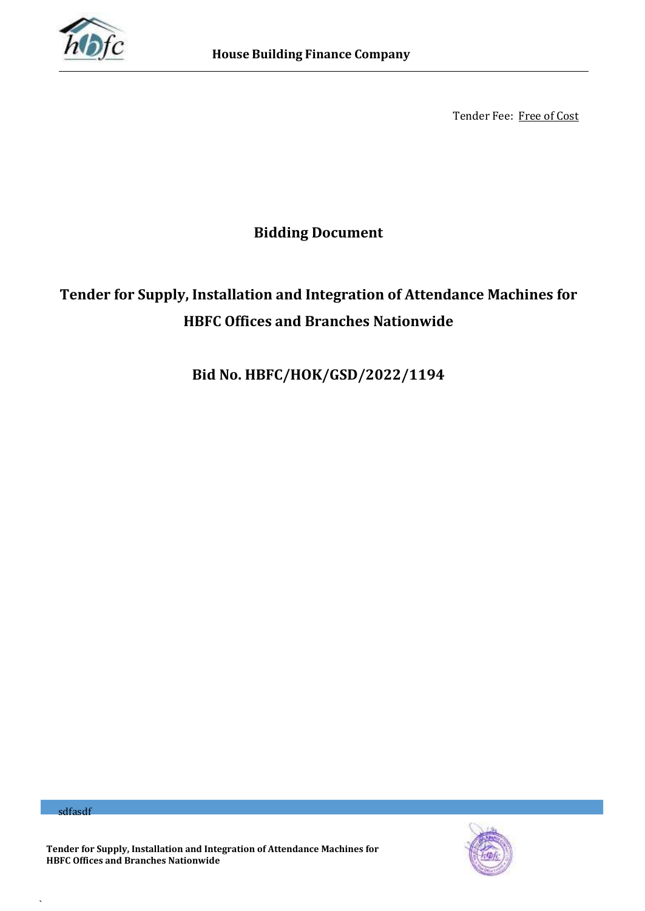Tender Fee: Free of Cost

# Bidding Document

## Tender for Supply, Installation and Integration of Attendance Machines for HBFC Offices and Branches Nationwide

## Bid No. HBFC/HOK/GSD/2022/1194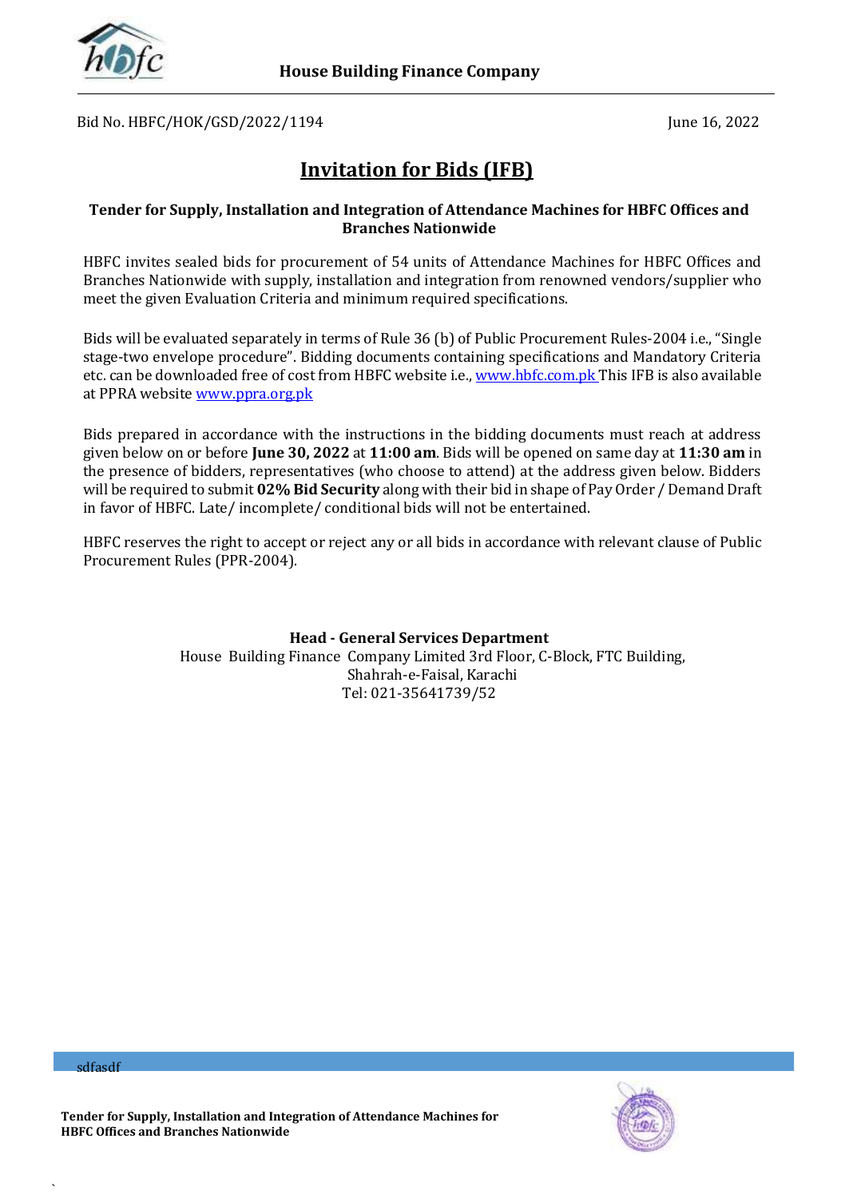Bid No. HBFC/HOK/GSD/2022/1194

June 16, 2022

# Invitation for Bids (IFB)

**Tender for Supply, Installation and Integration of Attendance Machines for HBFC Offices and Branches Nationwide**

HBFC invites sealed bids for procurement of 54 units of Attendance Machines for HBFC Offices and Branches Nationwide with supply, installation and integration from renowned vendors/supplier who meet the given Evaluation Criteria and minimum required specifications.

Bids will be evaluated separately in terms of Rule 36 (b) of Public Procurement Rules-2004 i.e., "Single stage-two envelope procedure". Bidding documents containing specifications and Mandatory Criteria etc. can be downloaded free of cost from HBFC website i.e., www.hbfc.com.pk This IFB is also available at PPRA website www.ppra.org.pk

Bids prepared in accordance with the instructions in the bidding documents must reach at address given below on or before **June 30, 2022** at **11:00 am**. Bids will be opened on same day at **11:30 am** in the presence of bidders, representatives (who choose to attend) at the address given below. Bidders will be required to submit **02% Bid Security** along with their bid in shape of Pay Order / Demand Draft in favor of HBFC. Late/ incomplete/ conditional bids will not be entertained.

HBFC reserves the right to accept or reject any or all bids in accordance with relevant clause of Public Procurement Rules (PPR-2004).

**Head - General Services Department**
House Building Finance Company Limited 3rd Floor, C-Block, FTC Building,
Shahrah-e-Faisal, Karachi
Tel: 021-35641739/52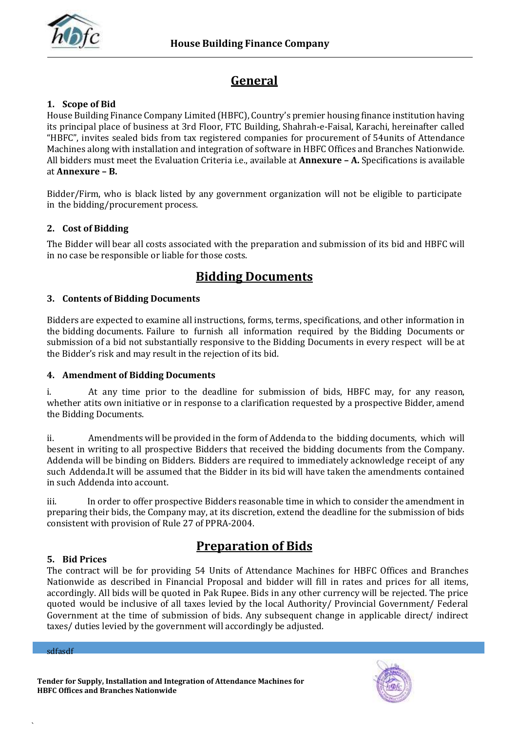# General

### 1. Scope of Bid

House Building Finance Company Limited (HBFC), Country's premier housing finance institution having its principal place of business at 3rd Floor, FTC Building, Shahrah-e-Faisal, Karachi, hereinafter called "HBFC", invites sealed bids from tax registered companies for procurement of 54units of Attendance Machines along with installation and integration of software in HBFC Offices and Branches Nationwide. All bidders must meet the Evaluation Criteria i.e., available at **Annexure – A.** Specifications is available at **Annexure – B.**

Bidder/Firm, who is black listed by any government organization will not be eligible to participate in the bidding/procurement process.

### 2. Cost of Bidding

The Bidder will bear all costs associated with the preparation and submission of its bid and HBFC will in no case be responsible or liable for those costs.

# Bidding Documents

### 3. Contents of Bidding Documents

Bidders are expected to examine all instructions, forms, terms, specifications, and other information in the bidding documents. Failure to furnish all information required by the Bidding Documents or submission of a bid not substantially responsive to the Bidding Documents in every respect will be at the Bidder's risk and may result in the rejection of its bid.

### 4. Amendment of Bidding Documents

i. At any time prior to the deadline for submission of bids, HBFC may, for any reason, whether atits own initiative or in response to a clarification requested by a prospective Bidder, amend the Bidding Documents.

ii. Amendments will be provided in the form of Addenda to the bidding documents, which will besent in writing to all prospective Bidders that received the bidding documents from the Company. Addenda will be binding on Bidders. Bidders are required to immediately acknowledge receipt of any such Addenda.It will be assumed that the Bidder in its bid will have taken the amendments contained in such Addenda into account.

iii. In order to offer prospective Bidders reasonable time in which to consider the amendment in preparing their bids, the Company may, at its discretion, extend the deadline for the submission of bids consistent with provision of Rule 27 of PPRA-2004.

# Preparation of Bids

### 5. Bid Prices

The contract will be for providing 54 Units of Attendance Machines for HBFC Offices and Branches Nationwide as described in Financial Proposal and bidder will fill in rates and prices for all items, accordingly. All bids will be quoted in Pak Rupee. Bids in any other currency will be rejected. The price quoted would be inclusive of all taxes levied by the local Authority/ Provincial Government/ Federal Government at the time of submission of bids. Any subsequent change in applicable direct/ indirect taxes/ duties levied by the government will accordingly be adjusted.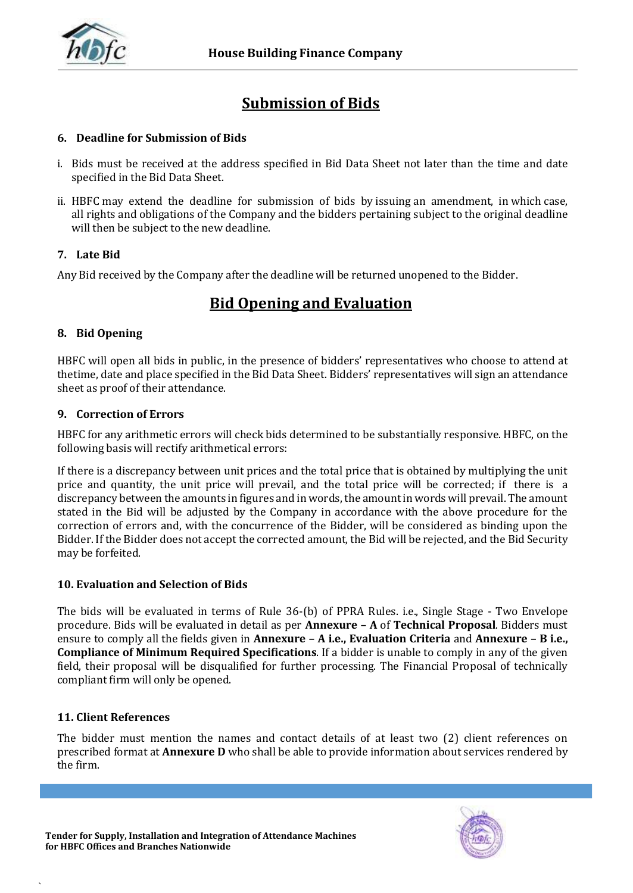## Submission of Bids

### 6. Deadline for Submission of Bids

i. Bids must be received at the address specified in Bid Data Sheet not later than the time and date specified in the Bid Data Sheet.

ii. HBFC may extend the deadline for submission of bids by issuing an amendment, in which case, all rights and obligations of the Company and the bidders pertaining subject to the original deadline will then be subject to the new deadline.

### 7. Late Bid

Any Bid received by the Company after the deadline will be returned unopened to the Bidder.

## Bid Opening and Evaluation

### 8. Bid Opening

HBFC will open all bids in public, in the presence of bidders' representatives who choose to attend at thetime, date and place specified in the Bid Data Sheet. Bidders' representatives will sign an attendance sheet as proof of their attendance.

### 9. Correction of Errors

HBFC for any arithmetic errors will check bids determined to be substantially responsive. HBFC, on the following basis will rectify arithmetical errors:

If there is a discrepancy between unit prices and the total price that is obtained by multiplying the unit price and quantity, the unit price will prevail, and the total price will be corrected; if there is a discrepancy between the amounts in figures and in words, the amount in words will prevail. The amount stated in the Bid will be adjusted by the Company in accordance with the above procedure for the correction of errors and, with the concurrence of the Bidder, will be considered as binding upon the Bidder. If the Bidder does not accept the corrected amount, the Bid will be rejected, and the Bid Security may be forfeited.

### 10. Evaluation and Selection of Bids

The bids will be evaluated in terms of Rule 36-(b) of PPRA Rules. i.e., Single Stage - Two Envelope procedure. Bids will be evaluated in detail as per **Annexure – A** of **Technical Proposal**. Bidders must ensure to comply all the fields given in **Annexure – A i.e., Evaluation Criteria** and **Annexure – B i.e., Compliance of Minimum Required Specifications**. If a bidder is unable to comply in any of the given field, their proposal will be disqualified for further processing. The Financial Proposal of technically compliant firm will only be opened.

### 11. Client References

The bidder must mention the names and contact details of at least two (2) client references on prescribed format at **Annexure D** who shall be able to provide information about services rendered by the firm.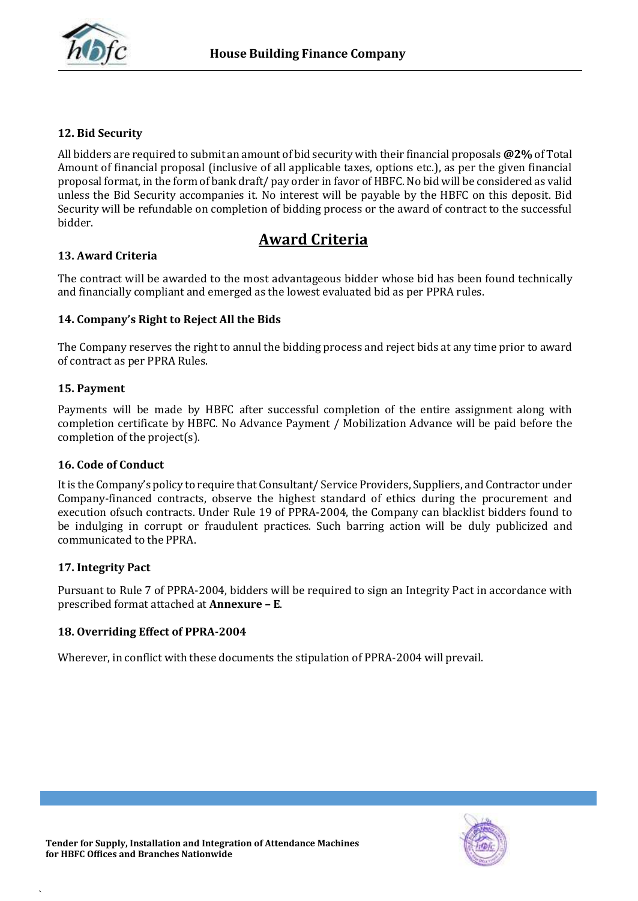### 12. Bid Security

All bidders are required to submit an amount of bid security with their financial proposals **@2%** of Total Amount of financial proposal (inclusive of all applicable taxes, options etc.), as per the given financial proposal format, in the form of bank draft/ pay order in favor of HBFC. No bid will be considered as valid unless the Bid Security accompanies it. No interest will be payable by the HBFC on this deposit. Bid Security will be refundable on completion of bidding process or the award of contract to the successful bidder.

## Award Criteria

### 13. Award Criteria

The contract will be awarded to the most advantageous bidder whose bid has been found technically and financially compliant and emerged as the lowest evaluated bid as per PPRA rules.

### 14. Company's Right to Reject All the Bids

The Company reserves the right to annul the bidding process and reject bids at any time prior to award of contract as per PPRA Rules.

### 15. Payment

Payments will be made by HBFC after successful completion of the entire assignment along with completion certificate by HBFC. No Advance Payment / Mobilization Advance will be paid before the completion of the project(s).

### 16. Code of Conduct

It is the Company's policy to require that Consultant/ Service Providers, Suppliers, and Contractor under Company-financed contracts, observe the highest standard of ethics during the procurement and execution ofsuch contracts. Under Rule 19 of PPRA-2004, the Company can blacklist bidders found to be indulging in corrupt or fraudulent practices. Such barring action will be duly publicized and communicated to the PPRA.

### 17. Integrity Pact

Pursuant to Rule 7 of PPRA-2004, bidders will be required to sign an Integrity Pact in accordance with prescribed format attached at **Annexure – E**.

### 18. Overriding Effect of PPRA-2004

Wherever, in conflict with these documents the stipulation of PPRA-2004 will prevail.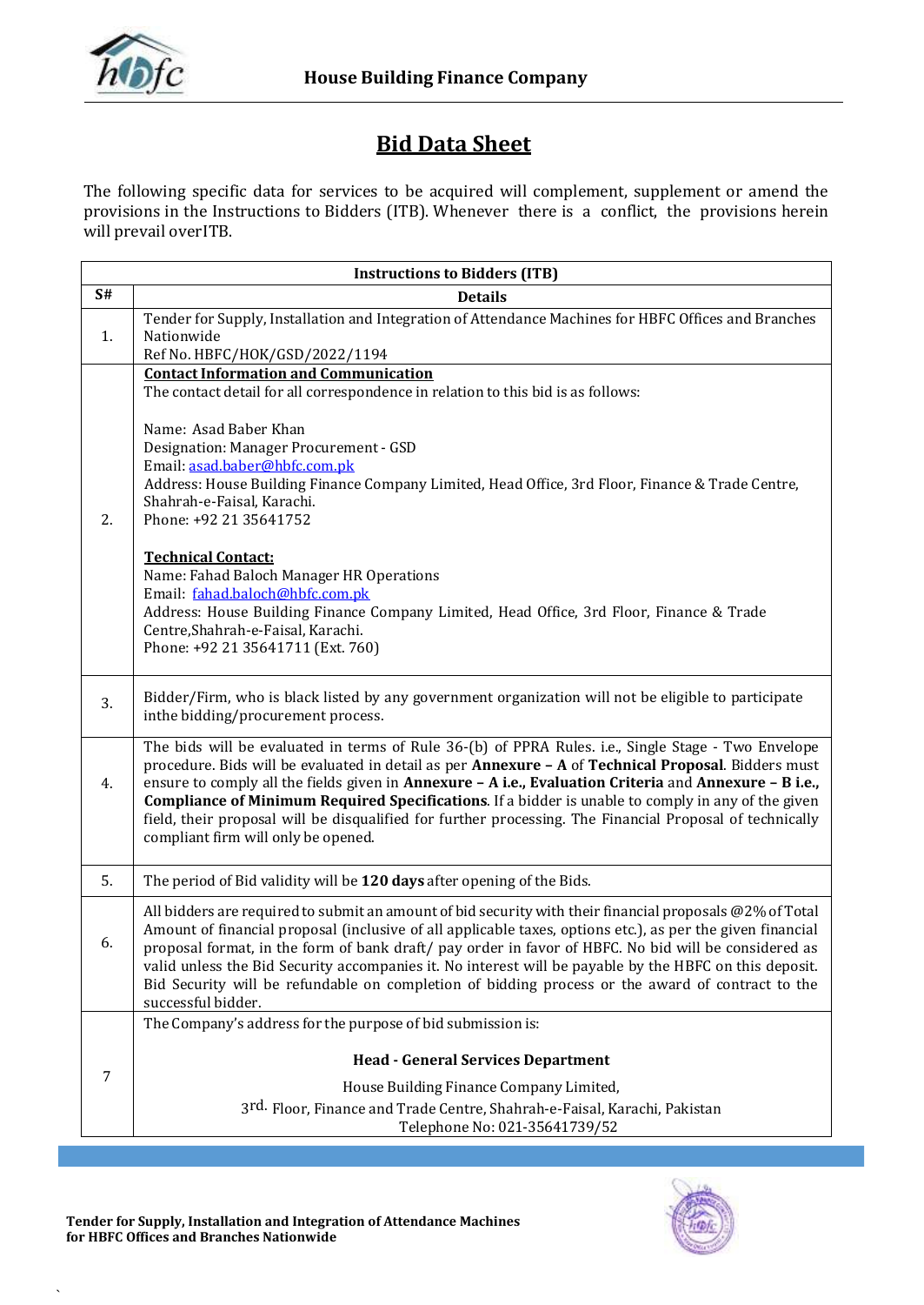# Bid Data Sheet

The following specific data for services to be acquired will complement, supplement or amend the provisions in the Instructions to Bidders (ITB). Whenever there is a conflict, the provisions herein will prevail overITB.

| Instructions to Bidders (ITB) | |
|---|---|
| **S#** | **Details** |
| 1. | Tender for Supply, Installation and Integration of Attendance Machines for HBFC Offices and Branches Nationwide<br>Ref No. HBFC/HOK/GSD/2022/1194 |
| 2. | **Contact Information and Communication**<br>The contact detail for all correspondence in relation to this bid is as follows:<br><br>Name: Asad Baber Khan<br>Designation: Manager Procurement - GSD<br>Email: asad.baber@hbfc.com.pk<br>Address: House Building Finance Company Limited, Head Office, 3rd Floor, Finance & Trade Centre, Shahrah-e-Faisal, Karachi.<br>Phone: +92 21 35641752<br><br>**Technical Contact:**<br>Name: Fahad Baloch Manager HR Operations<br>Email: fahad.baloch@hbfc.com.pk<br>Address: House Building Finance Company Limited, Head Office, 3rd Floor, Finance & Trade Centre,Shahrah-e-Faisal, Karachi.<br>Phone: +92 21 35641711 (Ext. 760) |
| 3. | Bidder/Firm, who is black listed by any government organization will not be eligible to participate inthe bidding/procurement process. |
| 4. | The bids will be evaluated in terms of Rule 36-(b) of PPRA Rules. i.e., Single Stage - Two Envelope procedure. Bids will be evaluated in detail as per **Annexure – A** of **Technical Proposal**. Bidders must ensure to comply all the fields given in **Annexure – A i.e., Evaluation Criteria** and **Annexure – B i.e., Compliance of Minimum Required Specifications**. If a bidder is unable to comply in any of the given field, their proposal will be disqualified for further processing. The Financial Proposal of technically compliant firm will only be opened. |
| 5. | The period of Bid validity will be **120 days** after opening of the Bids. |
| 6. | All bidders are required to submit an amount of bid security with their financial proposals @2% of Total Amount of financial proposal (inclusive of all applicable taxes, options etc.), as per the given financial proposal format, in the form of bank draft/ pay order in favor of HBFC. No bid will be considered as valid unless the Bid Security accompanies it. No interest will be payable by the HBFC on this deposit. Bid Security will be refundable on completion of bidding process or the award of contract to the successful bidder. |
| 7 | The Company's address for the purpose of bid submission is:<br><br>**Head - General Services Department**<br><br>House Building Finance Company Limited,<br>3rd. Floor, Finance and Trade Centre, Shahrah-e-Faisal, Karachi, Pakistan<br>Telephone No: 021-35641739/52 |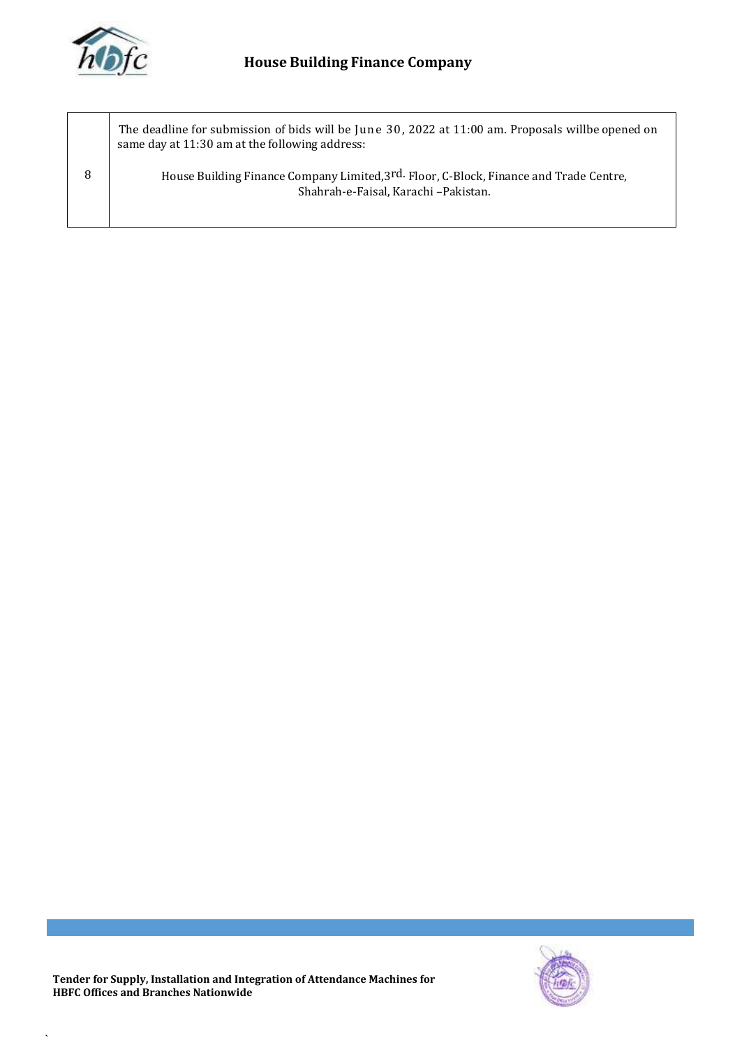| | |
|---|---|
| 8 | The deadline for submission of bids will be June 30, 2022 at 11:00 am. Proposals willbe opened on same day at 11:30 am at the following address:<br><br>House Building Finance Company Limited,3rd. Floor, C-Block, Finance and Trade Centre, Shahrah-e-Faisal, Karachi –Pakistan. |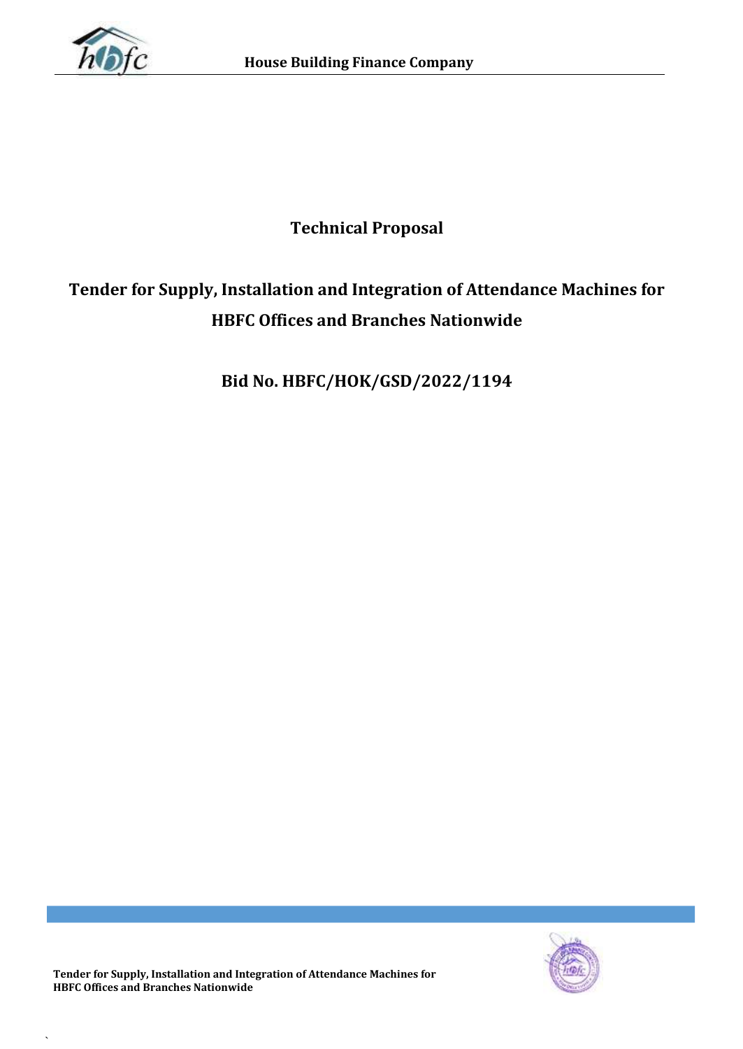# Technical Proposal

## Tender for Supply, Installation and Integration of Attendance Machines for HBFC Offices and Branches Nationwide

## Bid No. HBFC/HOK/GSD/2022/1194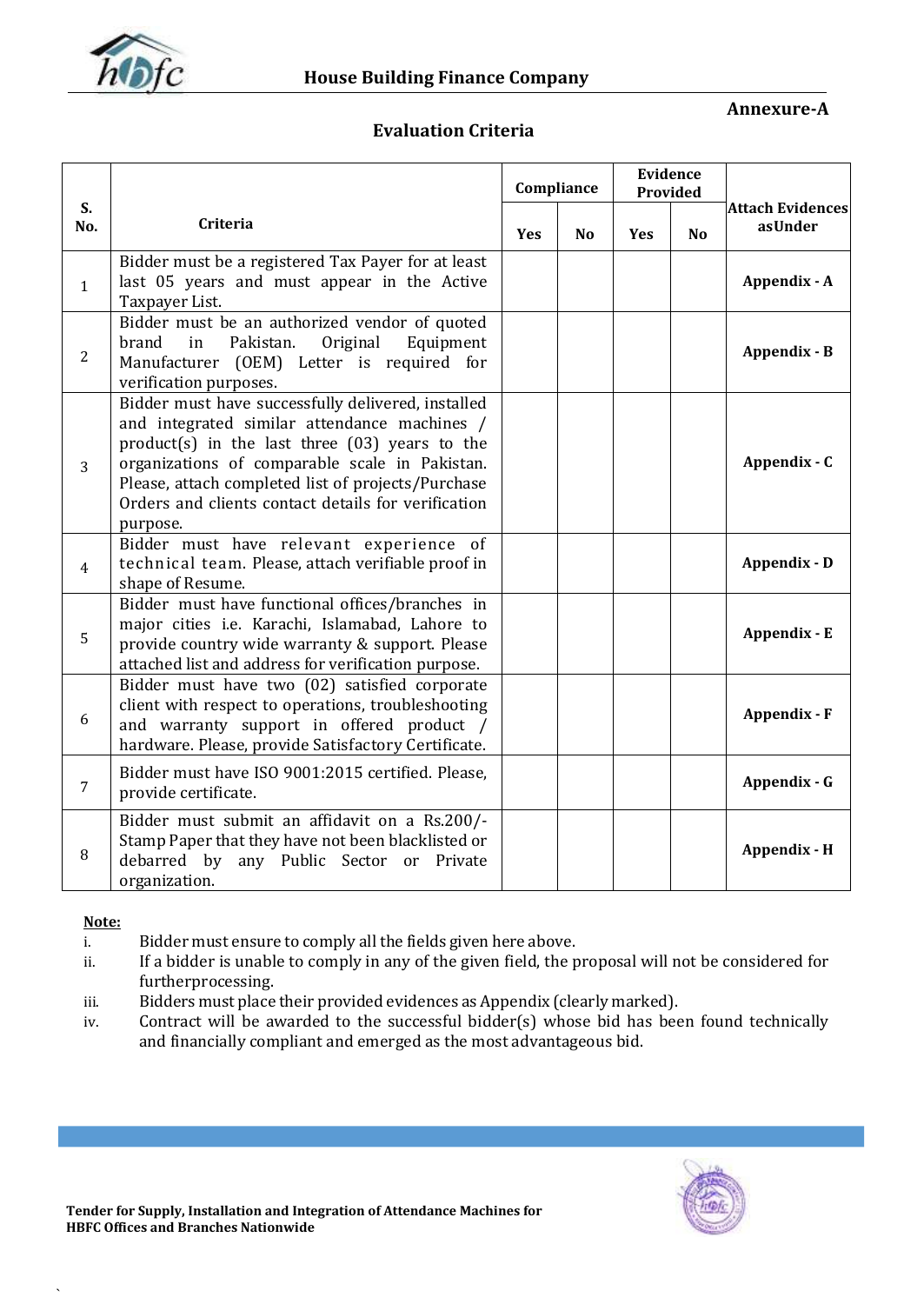**Annexure-A**

## Evaluation Criteria

| S. No. | Criteria | Compliance | | Evidence Provided | | Attach Evidences asUnder |
|---|---|---|---|---|---|---|
| | | Yes | No | Yes | No | |
| 1 | Bidder must be a registered Tax Payer for at least last 05 years and must appear in the Active Taxpayer List. | | | | | Appendix - A |
| 2 | Bidder must be an authorized vendor of quoted brand in Pakistan. Original Equipment Manufacturer (OEM) Letter is required for verification purposes. | | | | | Appendix - B |
| 3 | Bidder must have successfully delivered, installed and integrated similar attendance machines / product(s) in the last three (03) years to the organizations of comparable scale in Pakistan. Please, attach completed list of projects/Purchase Orders and clients contact details for verification purpose. | | | | | Appendix - C |
| 4 | Bidder must have relevant experience of technical team. Please, attach verifiable proof in shape of Resume. | | | | | Appendix - D |
| 5 | Bidder must have functional offices/branches in major cities i.e. Karachi, Islamabad, Lahore to provide country wide warranty & support. Please attached list and address for verification purpose. | | | | | Appendix - E |
| 6 | Bidder must have two (02) satisfied corporate client with respect to operations, troubleshooting and warranty support in offered product / hardware. Please, provide Satisfactory Certificate. | | | | | Appendix - F |
| 7 | Bidder must have ISO 9001:2015 certified. Please, provide certificate. | | | | | Appendix - G |
| 8 | Bidder must submit an affidavit on a Rs.200/- Stamp Paper that they have not been blacklisted or debarred by any Public Sector or Private organization. | | | | | Appendix - H |

**Note:**

- i. Bidder must ensure to comply all the fields given here above.
- ii. If a bidder is unable to comply in any of the given field, the proposal will not be considered for furtherprocessing.
- iii. Bidders must place their provided evidences as Appendix (clearly marked).
- iv. Contract will be awarded to the successful bidder(s) whose bid has been found technically and financially compliant and emerged as the most advantageous bid.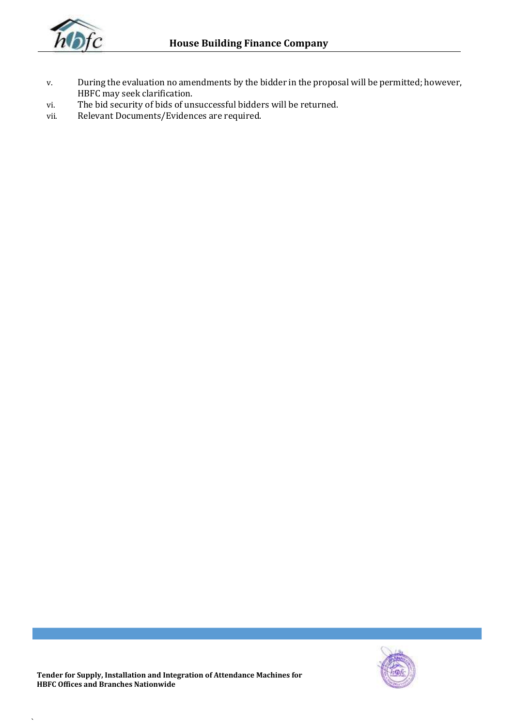v. During the evaluation no amendments by the bidder in the proposal will be permitted; however, HBFC may seek clarification.

vi. The bid security of bids of unsuccessful bidders will be returned.

vii. Relevant Documents/Evidences are required.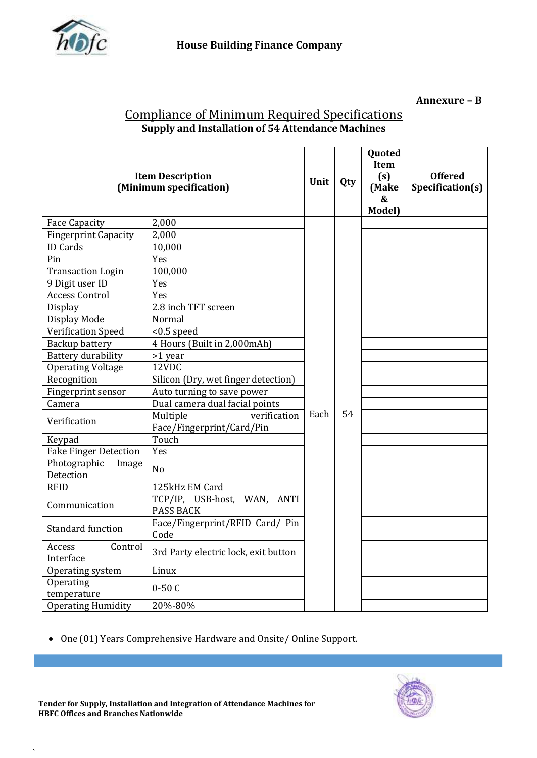**Annexure – B**

## Compliance of Minimum Required Specifications

**Supply and Installation of 54 Attendance Machines**

| Item Description (Minimum specification) | | Unit | Qty | Quoted Item (s) (Make & Model) | Offered Specification(s) |
|---|---|---|---|---|---|
| Face Capacity | 2,000 | Each | 54 | | |
| Fingerprint Capacity | 2,000 | | | | |
| ID Cards | 10,000 | | | | |
| Pin | Yes | | | | |
| Transaction Login | 100,000 | | | | |
| 9 Digit user ID | Yes | | | | |
| Access Control | Yes | | | | |
| Display | 2.8 inch TFT screen | | | | |
| Display Mode | Normal | | | | |
| Verification Speed | <0.5 speed | | | | |
| Backup battery | 4 Hours (Built in 2,000mAh) | | | | |
| Battery durability | >1 year | | | | |
| Operating Voltage | 12VDC | | | | |
| Recognition | Silicon (Dry, wet finger detection) | | | | |
| Fingerprint sensor | Auto turning to save power | | | | |
| Camera | Dual camera dual facial points | | | | |
| Verification | Multiple verification Face/Fingerprint/Card/Pin | | | | |
| Keypad | Touch | | | | |
| Fake Finger Detection | Yes | | | | |
| Photographic Image Detection | No | | | | |
| RFID | 125kHz EM Card | | | | |
| Communication | TCP/IP, USB-host, WAN, ANTI PASS BACK | | | | |
| Standard function | Face/Fingerprint/RFID Card/ Pin Code | | | | |
| Access Control Interface | 3rd Party electric lock, exit button | | | | |
| Operating system | Linux | | | | |
| Operating temperature | 0-50 C | | | | |
| Operating Humidity | 20%-80% | | | | |

- One (01) Years Comprehensive Hardware and Onsite/ Online Support.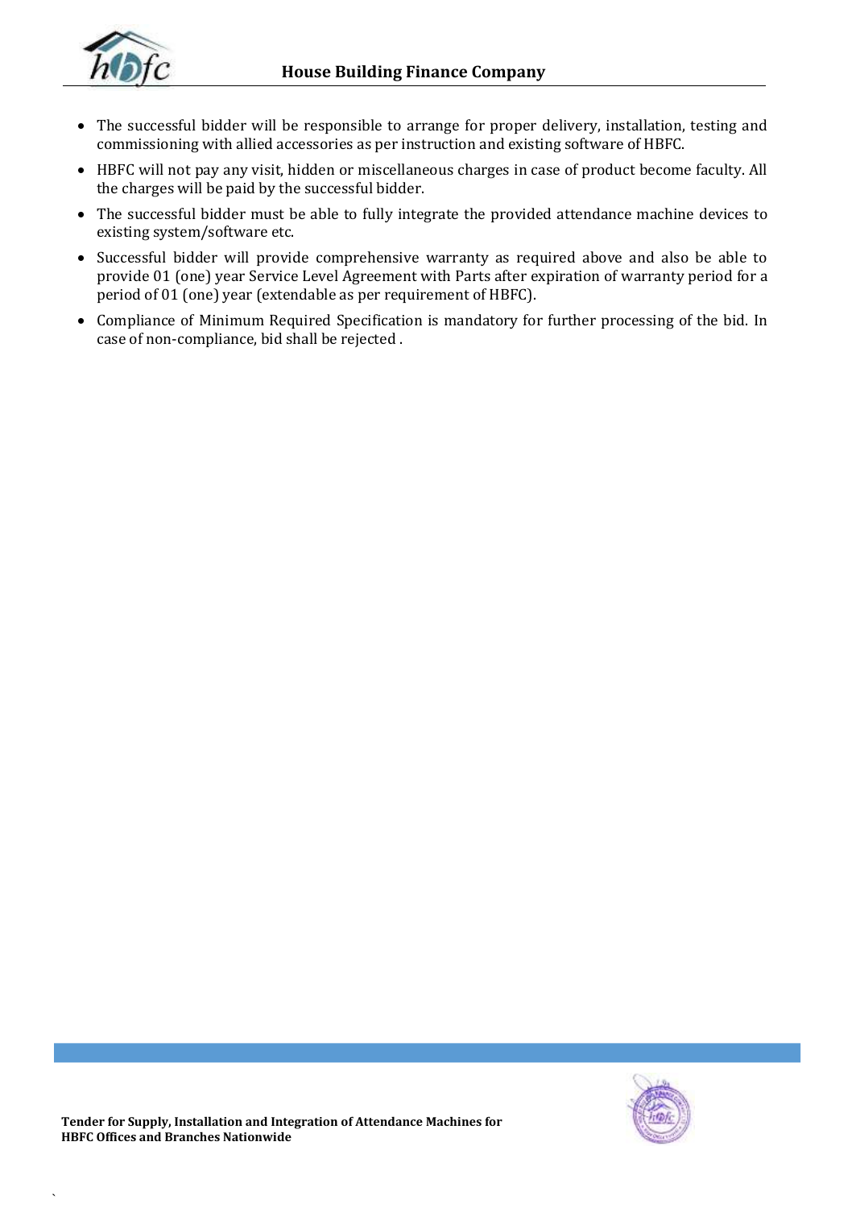- The successful bidder will be responsible to arrange for proper delivery, installation, testing and commissioning with allied accessories as per instruction and existing software of HBFC.
- HBFC will not pay any visit, hidden or miscellaneous charges in case of product become faculty. All the charges will be paid by the successful bidder.
- The successful bidder must be able to fully integrate the provided attendance machine devices to existing system/software etc.
- Successful bidder will provide comprehensive warranty as required above and also be able to provide 01 (one) year Service Level Agreement with Parts after expiration of warranty period for a period of 01 (one) year (extendable as per requirement of HBFC).
- Compliance of Minimum Required Specification is mandatory for further processing of the bid. In case of non-compliance, bid shall be rejected .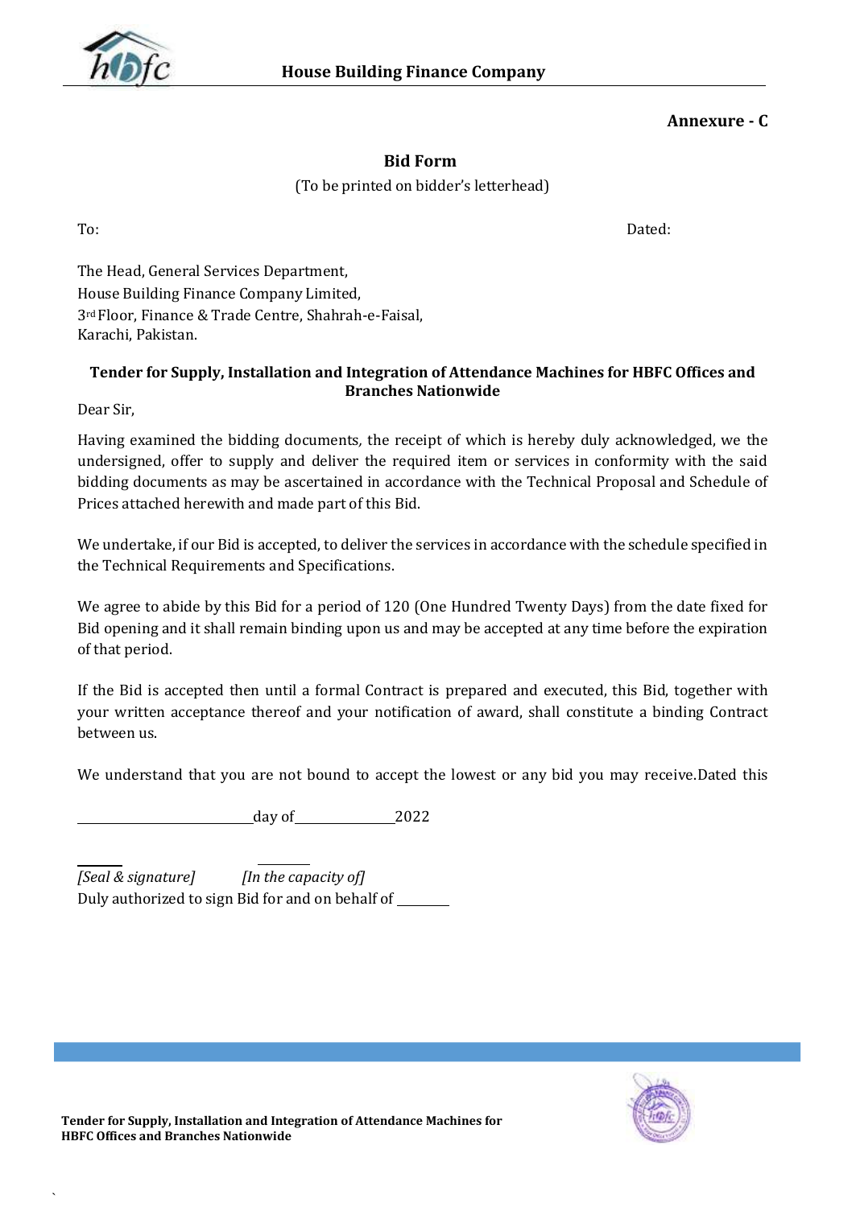**Annexure - C**

## Bid Form

(To be printed on bidder's letterhead)

To: Dated:

The Head, General Services Department,
House Building Finance Company Limited,
3rd Floor, Finance & Trade Centre, Shahrah-e-Faisal,
Karachi, Pakistan.

**Tender for Supply, Installation and Integration of Attendance Machines for HBFC Offices and Branches Nationwide**

Dear Sir,

Having examined the bidding documents, the receipt of which is hereby duly acknowledged, we the undersigned, offer to supply and deliver the required item or services in conformity with the said bidding documents as may be ascertained in accordance with the Technical Proposal and Schedule of Prices attached herewith and made part of this Bid.

We undertake, if our Bid is accepted, to deliver the services in accordance with the schedule specified in the Technical Requirements and Specifications.

We agree to abide by this Bid for a period of 120 (One Hundred Twenty Days) from the date fixed for Bid opening and it shall remain binding upon us and may be accepted at any time before the expiration of that period.

If the Bid is accepted then until a formal Contract is prepared and executed, this Bid, together with your written acceptance thereof and your notification of award, shall constitute a binding Contract between us.

We understand that you are not bound to accept the lowest or any bid you may receive.Dated this

\_\_\_\_\_\_\_\_\_\_\_\_\_\_\_\_\_\_\_\_\_\_\_day of\_\_\_\_\_\_\_\_\_\_\_\_\_\_2022

\_\_\_\_\_\_ \_\_\_\_\_\_
*[Seal & signature]* *[In the capacity of]*
Duly authorized to sign Bid for and on behalf of \_\_\_\_\_\_\_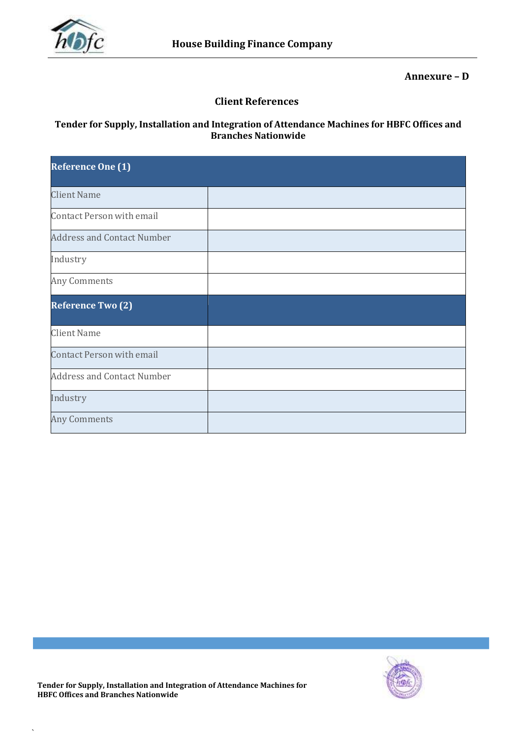**Annexure – D**

## Client References

### Tender for Supply, Installation and Integration of Attendance Machines for HBFC Offices and Branches Nationwide

| **Reference One (1)** | |
|---|---|
| Client Name | |
| Contact Person with email | |
| Address and Contact Number | |
| Industry | |
| Any Comments | |
| **Reference Two (2)** | |
| Client Name | |
| Contact Person with email | |
| Address and Contact Number | |
| Industry | |
| Any Comments | |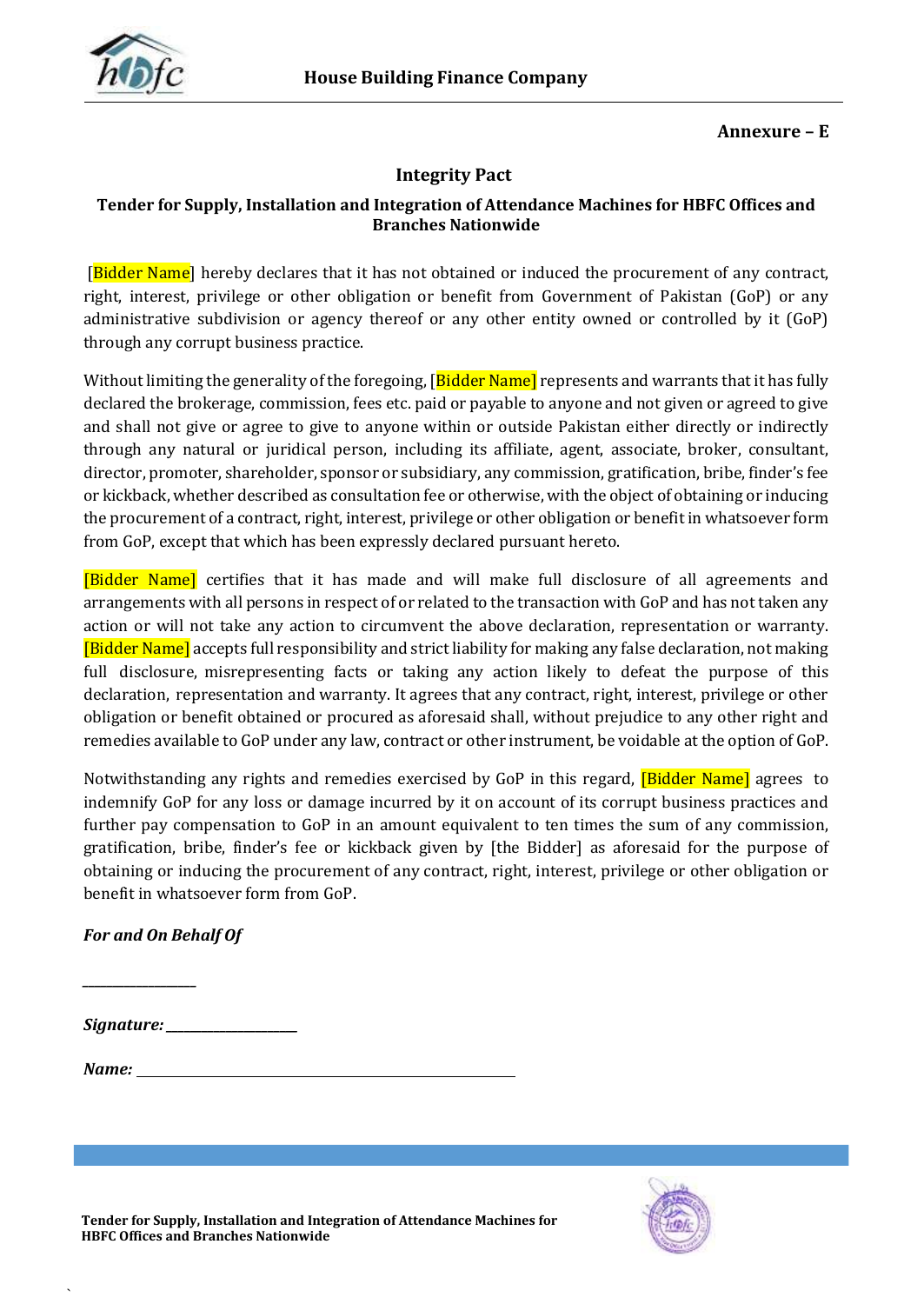**Annexure – E**

## Integrity Pact

### Tender for Supply, Installation and Integration of Attendance Machines for HBFC Offices and Branches Nationwide

[Bidder Name] hereby declares that it has not obtained or induced the procurement of any contract, right, interest, privilege or other obligation or benefit from Government of Pakistan (GoP) or any administrative subdivision or agency thereof or any other entity owned or controlled by it (GoP) through any corrupt business practice.

Without limiting the generality of the foregoing, [Bidder Name] represents and warrants that it has fully declared the brokerage, commission, fees etc. paid or payable to anyone and not given or agreed to give and shall not give or agree to give to anyone within or outside Pakistan either directly or indirectly through any natural or juridical person, including its affiliate, agent, associate, broker, consultant, director, promoter, shareholder, sponsor or subsidiary, any commission, gratification, bribe, finder's fee or kickback, whether described as consultation fee or otherwise, with the object of obtaining or inducing the procurement of a contract, right, interest, privilege or other obligation or benefit in whatsoever form from GoP, except that which has been expressly declared pursuant hereto.

[Bidder Name] certifies that it has made and will make full disclosure of all agreements and arrangements with all persons in respect of or related to the transaction with GoP and has not taken any action or will not take any action to circumvent the above declaration, representation or warranty. [Bidder Name] accepts full responsibility and strict liability for making any false declaration, not making full disclosure, misrepresenting facts or taking any action likely to defeat the purpose of this declaration, representation and warranty. It agrees that any contract, right, interest, privilege or other obligation or benefit obtained or procured as aforesaid shall, without prejudice to any other right and remedies available to GoP under any law, contract or other instrument, be voidable at the option of GoP.

Notwithstanding any rights and remedies exercised by GoP in this regard, [Bidder Name] agrees to indemnify GoP for any loss or damage incurred by it on account of its corrupt business practices and further pay compensation to GoP in an amount equivalent to ten times the sum of any commission, gratification, bribe, finder's fee or kickback given by [the Bidder] as aforesaid for the purpose of obtaining or inducing the procurement of any contract, right, interest, privilege or other obligation or benefit in whatsoever form from GoP.

***For and On Behalf Of***

________________

***Signature:*** ___________________

***Name:*** ______________________________________________________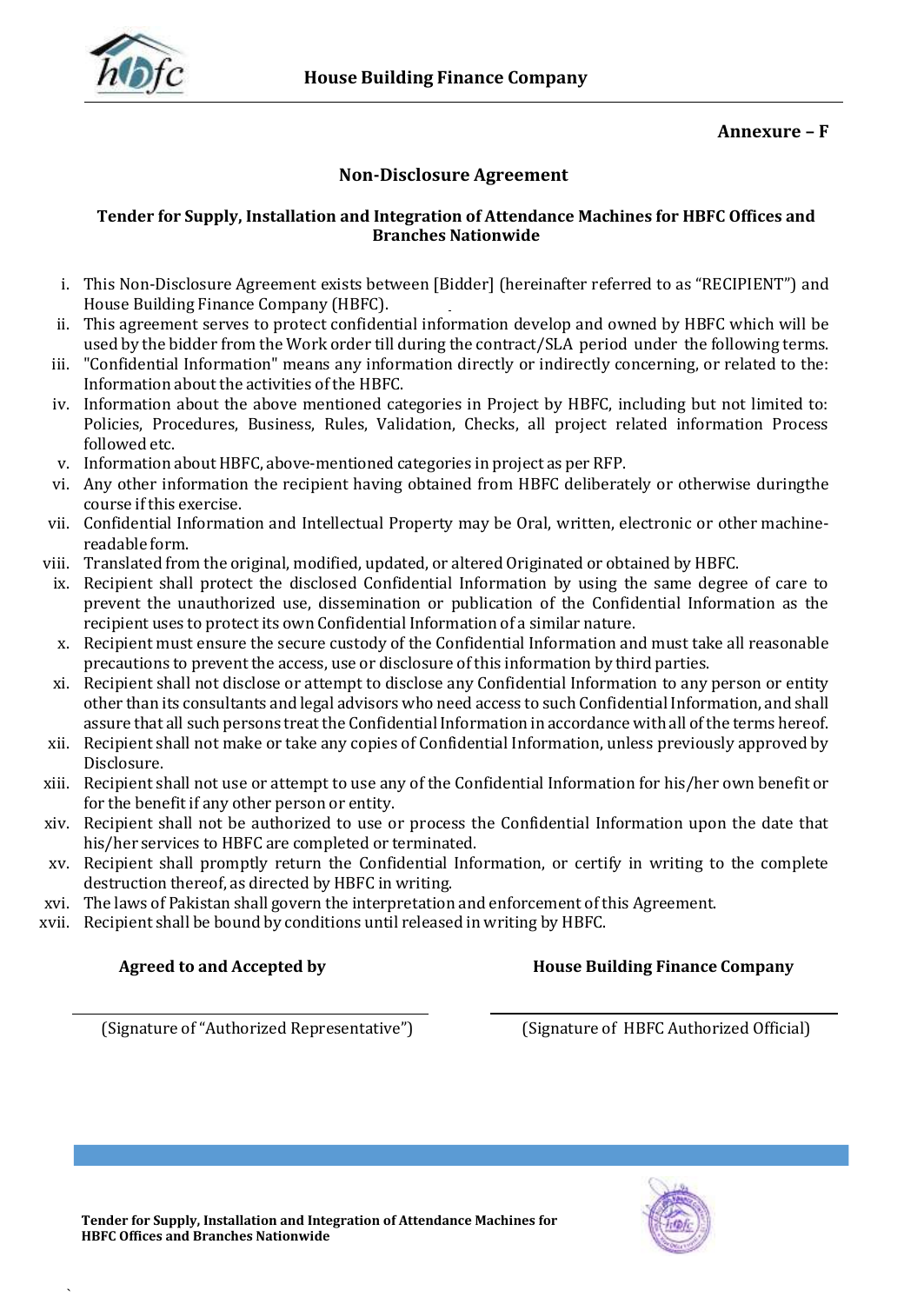**Annexure – F**

## Non-Disclosure Agreement

### Tender for Supply, Installation and Integration of Attendance Machines for HBFC Offices and Branches Nationwide

i. This Non-Disclosure Agreement exists between [Bidder] (hereinafter referred to as "RECIPIENT") and House Building Finance Company (HBFC).

ii. This agreement serves to protect confidential information develop and owned by HBFC which will be used by the bidder from the Work order till during the contract/SLA period under the following terms.

iii. "Confidential Information" means any information directly or indirectly concerning, or related to the: Information about the activities of the HBFC.

iv. Information about the above mentioned categories in Project by HBFC, including but not limited to: Policies, Procedures, Business, Rules, Validation, Checks, all project related information Process followed etc.

v. Information about HBFC, above-mentioned categories in project as per RFP.

vi. Any other information the recipient having obtained from HBFC deliberately or otherwise duringthe course if this exercise.

vii. Confidential Information and Intellectual Property may be Oral, written, electronic or other machine-readable form.

viii. Translated from the original, modified, updated, or altered Originated or obtained by HBFC.

ix. Recipient shall protect the disclosed Confidential Information by using the same degree of care to prevent the unauthorized use, dissemination or publication of the Confidential Information as the recipient uses to protect its own Confidential Information of a similar nature.

x. Recipient must ensure the secure custody of the Confidential Information and must take all reasonable precautions to prevent the access, use or disclosure of this information by third parties.

xi. Recipient shall not disclose or attempt to disclose any Confidential Information to any person or entity other than its consultants and legal advisors who need access to such Confidential Information, and shall assure that all such persons treat the Confidential Information in accordance with all of the terms hereof.

xii. Recipient shall not make or take any copies of Confidential Information, unless previously approved by Disclosure.

xiii. Recipient shall not use or attempt to use any of the Confidential Information for his/her own benefit or for the benefit if any other person or entity.

xiv. Recipient shall not be authorized to use or process the Confidential Information upon the date that his/her services to HBFC are completed or terminated.

xv. Recipient shall promptly return the Confidential Information, or certify in writing to the complete destruction thereof, as directed by HBFC in writing.

xvi. The laws of Pakistan shall govern the interpretation and enforcement of this Agreement.

xvii. Recipient shall be bound by conditions until released in writing by HBFC.

| **Agreed to and Accepted by** | **House Building Finance Company** |
|---|---|
| ______________________ | ______________________ |
| (Signature of "Authorized Representative") | (Signature of HBFC Authorized Official) |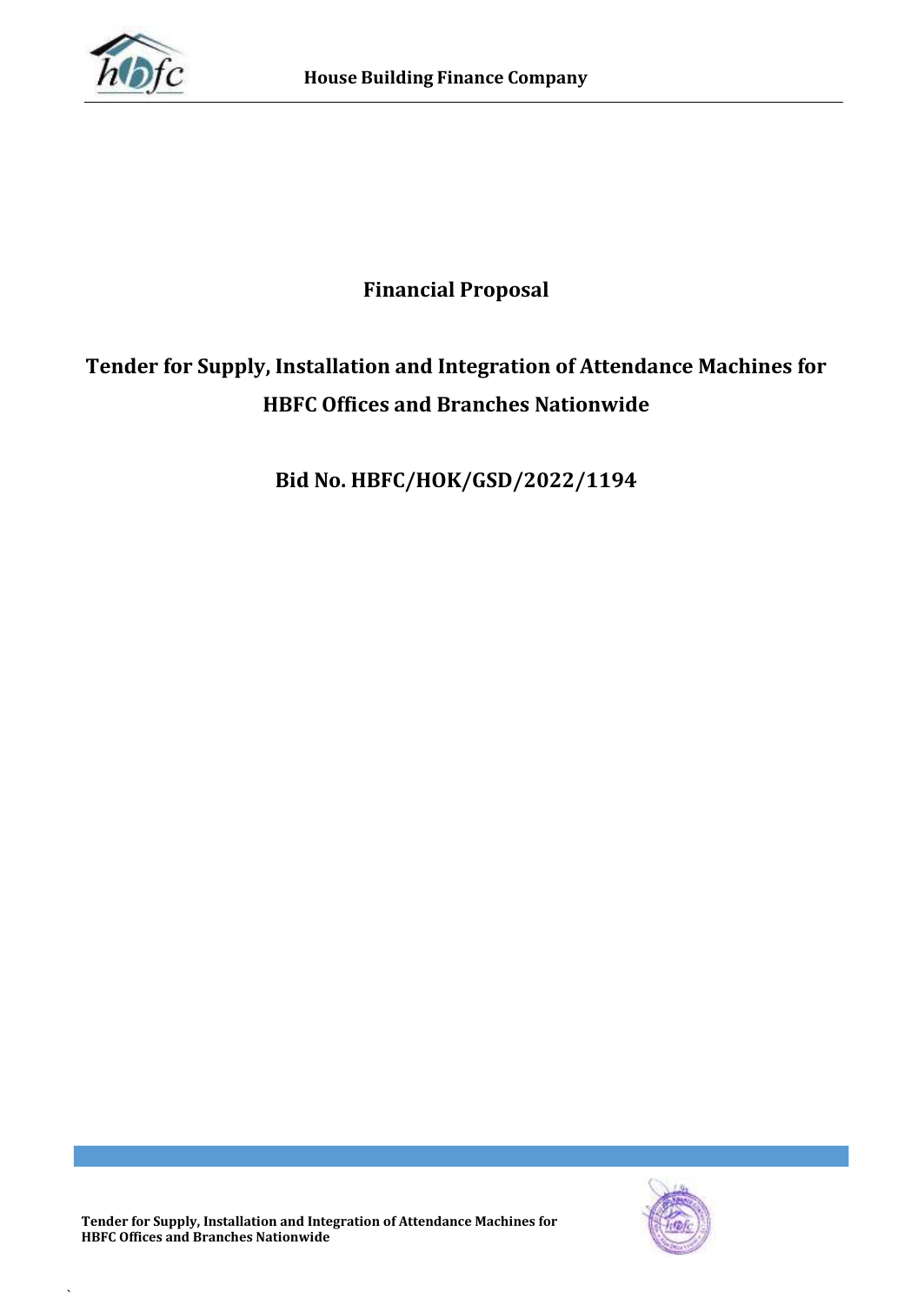# Financial Proposal

## Tender for Supply, Installation and Integration of Attendance Machines for HBFC Offices and Branches Nationwide

## Bid No. HBFC/HOK/GSD/2022/1194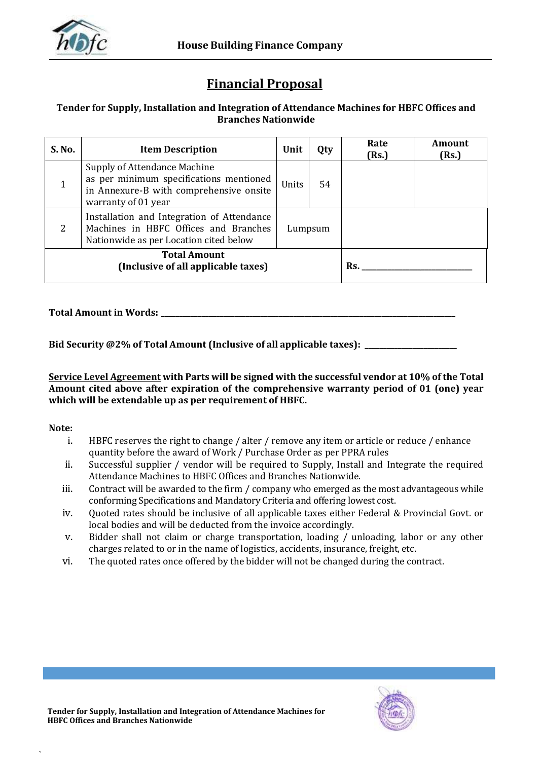# Financial Proposal

**Tender for Supply, Installation and Integration of Attendance Machines for HBFC Offices and Branches Nationwide**

| S. No. | Item Description | Unit | Qty | Rate (Rs.) | Amount (Rs.) |
|---|---|---|---|---|---|
| 1 | Supply of Attendance Machine as per minimum specifications mentioned in Annexure-B with comprehensive onsite warranty of 01 year | Units | 54 | | |
| 2 | Installation and Integration of Attendance Machines in HBFC Offices and Branches Nationwide as per Location cited below | Lumpsum | | | |
| **Total Amount (Inclusive of all applicable taxes)** | | | | **Rs. ____________________** | |

**Total Amount in Words: ________________________________________________________________________**

**Bid Security @2% of Total Amount (Inclusive of all applicable taxes): ____________________**

**<u>Service Level Agreement</u> with Parts will be signed with the successful vendor at 10% of the Total Amount cited above after expiration of the comprehensive warranty period of 01 (one) year which will be extendable up as per requirement of HBFC.**

**Note:**

i. HBFC reserves the right to change / alter / remove any item or article or reduce / enhance quantity before the award of Work / Purchase Order as per PPRA rules

ii. Successful supplier / vendor will be required to Supply, Install and Integrate the required Attendance Machines to HBFC Offices and Branches Nationwide.

iii. Contract will be awarded to the firm / company who emerged as the most advantageous while conforming Specifications and Mandatory Criteria and offering lowest cost.

iv. Quoted rates should be inclusive of all applicable taxes either Federal & Provincial Govt. or local bodies and will be deducted from the invoice accordingly.

v. Bidder shall not claim or charge transportation, loading / unloading, labor or any other charges related to or in the name of logistics, accidents, insurance, freight, etc.

vi. The quoted rates once offered by the bidder will not be changed during the contract.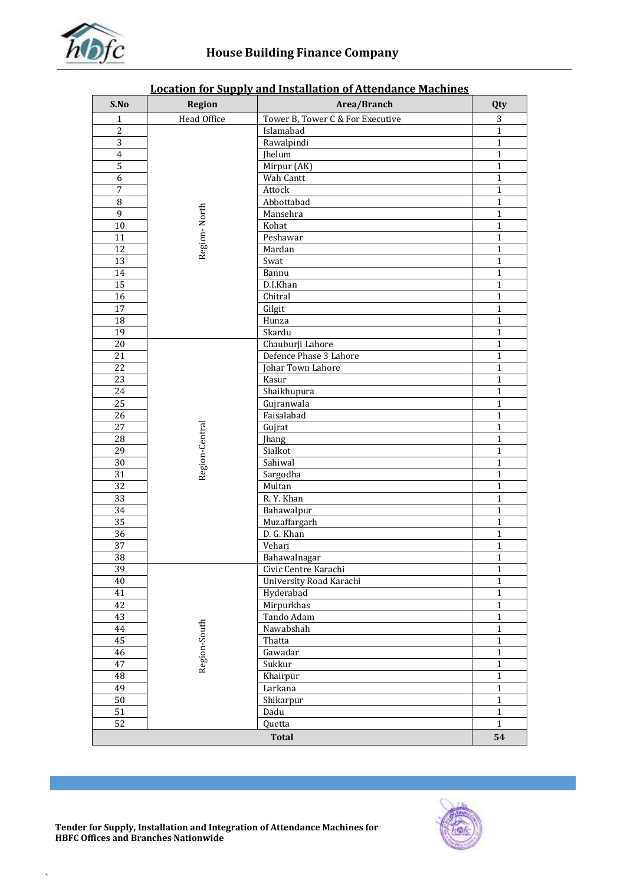## Location for Supply and Installation of Attendance Machines

| S.No | Region | Area/Branch | Qty |
|---|---|---|---|
| 1 | Head Office | Tower B, Tower C & For Executive | 3 |
| 2 | Region- North | Islamabad | 1 |
| 3 | | Rawalpindi | 1 |
| 4 | | Jhelum | 1 |
| 5 | | Mirpur (AK) | 1 |
| 6 | | Wah Cantt | 1 |
| 7 | | Attock | 1 |
| 8 | | Abbottabad | 1 |
| 9 | | Mansehra | 1 |
| 10 | | Kohat | 1 |
| 11 | | Peshawar | 1 |
| 12 | | Mardan | 1 |
| 13 | | Swat | 1 |
| 14 | | Bannu | 1 |
| 15 | | D.I.Khan | 1 |
| 16 | | Chitral | 1 |
| 17 | | Gilgit | 1 |
| 18 | | Hunza | 1 |
| 19 | | Skardu | 1 |
| 20 | Region-Central | Chauburji Lahore | 1 |
| 21 | | Defence Phase 3 Lahore | 1 |
| 22 | | Johar Town Lahore | 1 |
| 23 | | Kasur | 1 |
| 24 | | Shaikhupura | 1 |
| 25 | | Gujranwala | 1 |
| 26 | | Faisalabad | 1 |
| 27 | | Gujrat | 1 |
| 28 | | Jhang | 1 |
| 29 | | Sialkot | 1 |
| 30 | | Sahiwal | 1 |
| 31 | | Sargodha | 1 |
| 32 | | Multan | 1 |
| 33 | | R. Y. Khan | 1 |
| 34 | | Bahawalpur | 1 |
| 35 | | Muzaffargarh | 1 |
| 36 | | D. G. Khan | 1 |
| 37 | | Vehari | 1 |
| 38 | | Bahawalnagar | 1 |
| 39 | Region-South | Civic Centre Karachi | 1 |
| 40 | | University Road Karachi | 1 |
| 41 | | Hyderabad | 1 |
| 42 | | Mirpurkhas | 1 |
| 43 | | Tando Adam | 1 |
| 44 | | Nawabshah | 1 |
| 45 | | Thatta | 1 |
| 46 | | Gawadar | 1 |
| 47 | | Sukkur | 1 |
| 48 | | Khairpur | 1 |
| 49 | | Larkana | 1 |
| 50 | | Shikarpur | 1 |
| 51 | | Dadu | 1 |
| 52 | | Quetta | 1 |
| **Total** | | | **54** |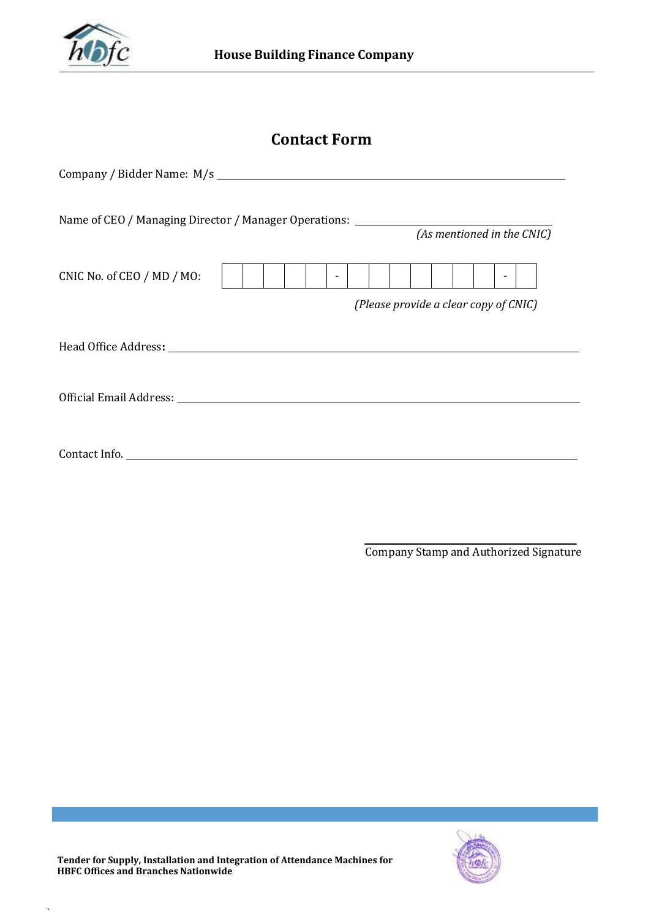# Contact Form

Company / Bidder Name: M/s \_\_\_\_\_\_\_\_\_\_\_\_\_\_\_\_\_\_\_\_\_\_\_\_\_\_\_\_\_\_\_\_\_\_\_\_\_\_\_\_\_\_\_\_

Name of CEO / Managing Director / Manager Operations: \_\_\_\_\_\_\_\_\_\_\_\_\_\_\_\_\_\_\_\_\_\_\_\_\_\_

*(As mentioned in the CNIC)*

CNIC No. of CEO / MD / MO:

| | | | | | | | | | | | | | | |
|---|---|---|---|---|---|---|---|---|---|---|---|---|---|---|
| | | | | | - | | | | | | | | - | |

*(Please provide a clear copy of CNIC)*

Head Office Address**:** \_\_\_\_\_\_\_\_\_\_\_\_\_\_\_\_\_\_\_\_\_\_\_\_\_\_\_\_\_\_\_\_\_\_\_\_\_\_\_\_\_\_\_\_\_\_\_\_\_\_\_

Official Email Address: \_\_\_\_\_\_\_\_\_\_\_\_\_\_\_\_\_\_\_\_\_\_\_\_\_\_\_\_\_\_\_\_\_\_\_\_\_\_\_\_\_\_\_\_\_\_\_\_\_\_

Contact Info. \_\_\_\_\_\_\_\_\_\_\_\_\_\_\_\_\_\_\_\_\_\_\_\_\_\_\_\_\_\_\_\_\_\_\_\_\_\_\_\_\_\_\_\_\_\_\_\_\_\_\_\_\_\_\_\_\_

\_\_\_\_\_\_\_\_\_\_\_\_\_\_\_\_\_\_\_\_\_\_\_\_\_\_\_\_\_\_\_\_

Company Stamp and Authorized Signature